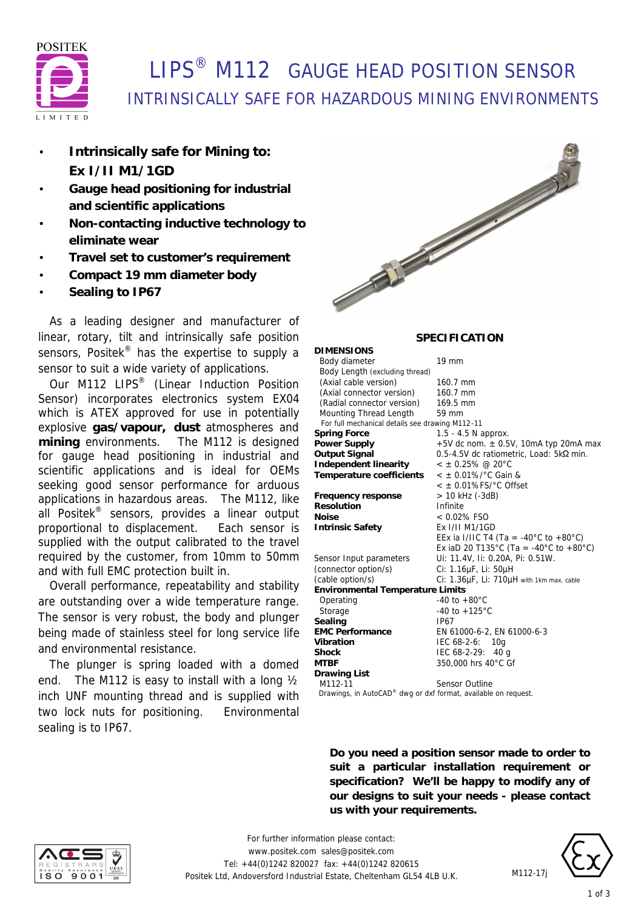POSITEK LIMITED

# LIPS® M112 GAUGE HEAD POSITION SENSOR

## INTRINSICALLY SAFE FOR HAZARDOUS MINING ENVIRONMENTS

- **Intrinsically safe for Mining to: Ex I/II M1/1GD**
- **Gauge head positioning for industrial and scientific applications**
- **Non-contacting inductive technology to eliminate wear**
- **Travel set to customer's requirement**
- **Compact 19 mm diameter body**
- **Sealing to IP67**

As a leading designer and manufacturer of linear, rotary, tilt and intrinsically safe position sensors, Positek® has the expertise to supply a sensor to suit a wide variety of applications.

Our M112 LIPS® (Linear Induction Position Sensor) incorporates electronics system EX04 which is ATEX approved for use in potentially explosive **gas/vapour, dust** atmospheres and **mining** environments. The M112 is designed for gauge head positioning in industrial and scientific applications and is ideal for OEMs seeking good sensor performance for arduous applications in hazardous areas. The M112, like all Positek® sensors, provides a linear output proportional to displacement. Each sensor is supplied with the output calibrated to the travel required by the customer, from 10mm to 50mm and with full EMC protection built in.

Overall performance, repeatability and stability are outstanding over a wide temperature range. The sensor is very robust, the body and plunger being made of stainless steel for long service life and environmental resistance.

The plunger is spring loaded with a domed end. The M112 is easy to install with a long ½ inch UNF mounting thread and is supplied with two lock nuts for positioning. Environmental sealing is to IP67.

### SPECIFICATION

| | |
|---|---|
| **DIMENSIONS** | |
| Body diameter | 19 mm |
| Body Length (excluding thread) | |
| (Axial cable version) | 160.7 mm |
| (Axial connector version) | 160.7 mm |
| (Radial connector version) | 169.5 mm |
| Mounting Thread Length | 59 mm |
| For full mechanical details see drawing M112-11 | |
| **Spring Force** | 1.5 - 4.5 N approx. |
| **Power Supply** | +5V dc nom. ± 0.5V, 10mA typ 20mA max |
| **Output Signal** | 0.5-4.5V dc ratiometric, Load: 5kΩ min. |
| **Independent linearity** | < ± 0.25% @ 20°C |
| **Temperature coefficients** | < ± 0.01%/°C Gain & < ± 0.01%FS/°C Offset |
| **Frequency response** | > 10 kHz (-3dB) |
| **Resolution** | Infinite |
| **Noise** | < 0.02% FSO |
| **Intrinsic Safety** | Ex I/II M1/1GD<br>EEx ia I/IIC T4 (Ta = -40°C to +80°C)<br>Ex iaD 20 T135°C (Ta = -40°C to +80°C) |
| Sensor Input parameters | Ui: 11.4V, Ii: 0.20A, Pi: 0.51W. |
| (connector option/s) | Ci: 1.16µF, Li: 50µH |
| (cable option/s) | Ci: 1.36µF, Li: 710µH with 1km max. cable |
| **Environmental Temperature Limits** | |
| Operating | -40 to +80°C |
| Storage | -40 to +125°C |
| **Sealing** | IP67 |
| **EMC Performance** | EN 61000-6-2, EN 61000-6-3 |
| **Vibration** | IEC 68-2-6: 10g |
| **Shock** | IEC 68-2-29: 40 g |
| **MTBF** | 350,000 hrs 40°C Gf |
| **Drawing List** | |
| M112-11 | Sensor Outline |

Drawings, in AutoCAD® dwg or dxf format, available on request.

**Do you need a position sensor made to order to suit a particular installation requirement or specification? We'll be happy to modify any of our designs to suit your needs - please contact us with your requirements.**

For further information please contact:
www.positek.com sales@positek.com
Tel: +44(0)1242 820027 fax: +44(0)1242 820615
Positek Ltd, Andoversford Industrial Estate, Cheltenham GL54 4LB U.K.

M112-17j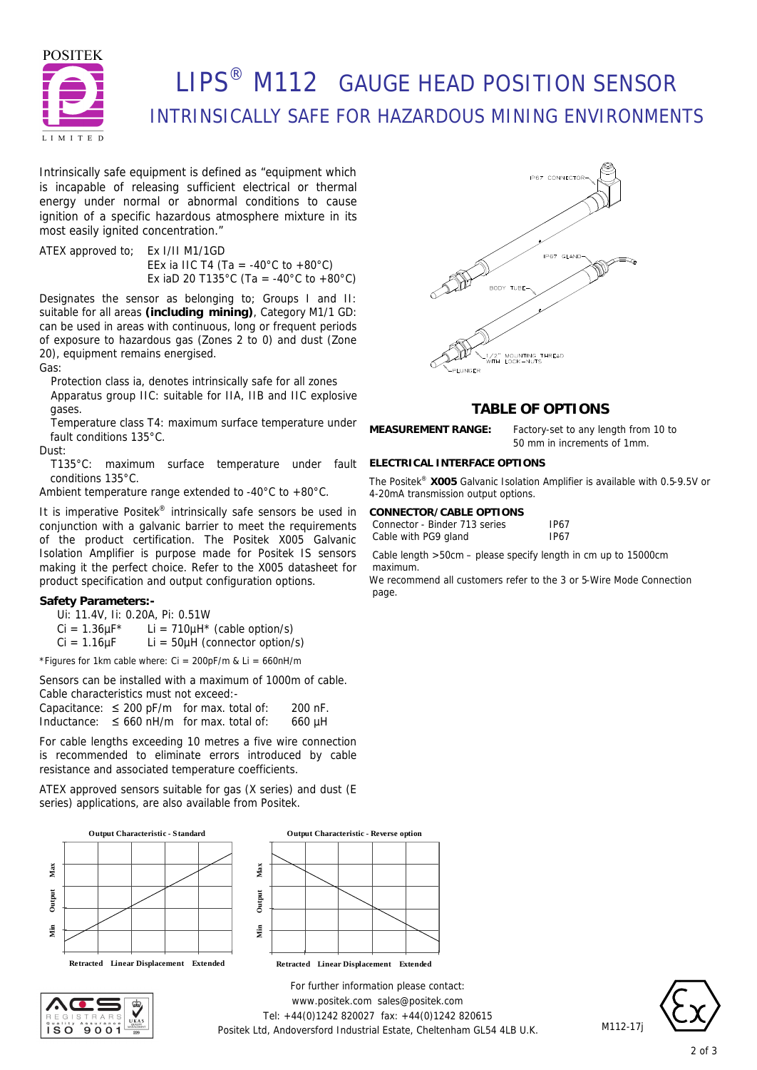# LIPS® M112 GAUGE HEAD POSITION SENSOR

## INTRINSICALLY SAFE FOR HAZARDOUS MINING ENVIRONMENTS

Intrinsically safe equipment is defined as "equipment which is incapable of releasing sufficient electrical or thermal energy under normal or abnormal conditions to cause ignition of a specific hazardous atmosphere mixture in its most easily ignited concentration."

ATEX approved to; Ex I/II M1/1GD
EEx ia IIC T4 (Ta = -40°C to +80°C)
Ex iaD 20 T135°C (Ta = -40°C to +80°C)

Designates the sensor as belonging to; Groups I and II: suitable for all areas **(including mining)**, Category M1/1 GD: can be used in areas with continuous, long or frequent periods of exposure to hazardous gas (Zones 2 to 0) and dust (Zone 20), equipment remains energised.

Gas:

- Protection class ia, denotes intrinsically safe for all zones
- Apparatus group IIC: suitable for IIA, IIB and IIC explosive gases.
- Temperature class T4: maximum surface temperature under fault conditions 135°C.

Dust:

- T135°C: maximum surface temperature under fault conditions 135°C.

Ambient temperature range extended to -40°C to +80°C.

It is imperative Positek® intrinsically safe sensors be used in conjunction with a galvanic barrier to meet the requirements of the product certification. The Positek X005 Galvanic Isolation Amplifier is purpose made for Positek IS sensors making it the perfect choice. Refer to the X005 datasheet for product specification and output configuration options.

**Safety Parameters:-**

Ui: 11.4V, Ii: 0.20A, Pi: 0.51W
Ci = 1.36µF* Li = 710µH* (cable option/s)
Ci = 1.16µF Li = 50µH (connector option/s)

*Figures for 1km cable where: Ci = 200pF/m & Li = 660nH/m

Sensors can be installed with a maximum of 1000m of cable. Cable characteristics must not exceed:-

| | | | |
|---|---|---|---|
| Capacitance: | ≤ 200 pF/m | for max. total of: | 200 nF. |
| Inductance: | ≤ 660 nH/m | for max. total of: | 660 µH |

For cable lengths exceeding 10 metres a five wire connection is recommended to eliminate errors introduced by cable resistance and associated temperature coefficients.

ATEX approved sensors suitable for gas (X series) and dust (E series) applications, are also available from Positek.

Output Characteristic - Standard

Output Characteristic - Reverse option

## TABLE OF OPTIONS

**MEASUREMENT RANGE:** Factory-set to any length from 10 to 50 mm in increments of 1mm.

**ELECTRICAL INTERFACE OPTIONS**

The Positek® **X005** Galvanic Isolation Amplifier is available with 0.5-9.5V or 4-20mA transmission output options.

**CONNECTOR/CABLE OPTIONS**

| | |
|---|---|
| Connector - Binder 713 series | IP67 |
| Cable with PG9 gland | IP67 |

Cable length >50cm – please specify length in cm up to 15000cm maximum.

We recommend all customers refer to the 3 or 5-Wire Mode Connection page.

For further information please contact:
www.positek.com sales@positek.com
Tel: +44(0)1242 820027 fax: +44(0)1242 820615
Positek Ltd, Andoversford Industrial Estate, Cheltenham GL54 4LB U.K.

M112-17j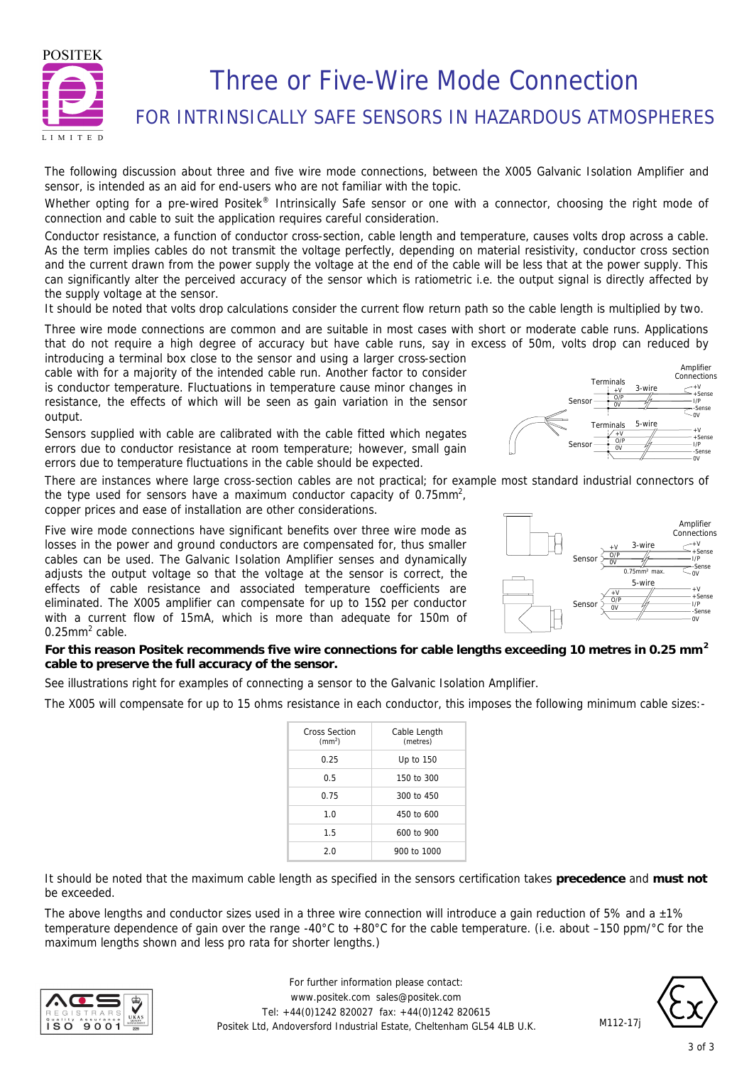# Three or Five-Wire Mode Connection

## FOR INTRINSICALLY SAFE SENSORS IN HAZARDOUS ATMOSPHERES

The following discussion about three and five wire mode connections, between the X005 Galvanic Isolation Amplifier and sensor, is intended as an aid for end-users who are not familiar with the topic.

Whether opting for a pre-wired Positek® Intrinsically Safe sensor or one with a connector, choosing the right mode of connection and cable to suit the application requires careful consideration.

Conductor resistance, a function of conductor cross-section, cable length and temperature, causes volts drop across a cable. As the term implies cables do not transmit the voltage perfectly, depending on material resistivity, conductor cross section and the current drawn from the power supply the voltage at the end of the cable will be less that at the power supply. This can significantly alter the perceived accuracy of the sensor which is ratiometric i.e. the output signal is directly affected by the supply voltage at the sensor.

It should be noted that volts drop calculations consider the current flow return path so the cable length is multiplied by two.

Three wire mode connections are common and are suitable in most cases with short or moderate cable runs. Applications that do not require a high degree of accuracy but have cable runs, say in excess of 50m, volts drop can reduced by introducing a terminal box close to the sensor and using a larger cross-section cable with for a majority of the intended cable run. Another factor to consider is conductor temperature. Fluctuations in temperature cause minor changes in resistance, the effects of which will be seen as gain variation in the sensor output.

Sensors supplied with cable are calibrated with the cable fitted which negates errors due to conductor resistance at room temperature; however, small gain errors due to temperature fluctuations in the cable should be expected.

Amplifier Connections
Terminals
3-wire
Sensor
+V
O/P
0V
+V
+Sense
I/P
-Sense
0V
Terminals
5-wire
Sensor
+V
O/P
0V
+V
+Sense
I/P
-Sense
0V

There are instances where large cross-section cables are not practical; for example most standard industrial connectors of the type used for sensors have a maximum conductor capacity of 0.75mm², copper prices and ease of installation are other considerations.

Five wire mode connections have significant benefits over three wire mode as losses in the power and ground conductors are compensated for, thus smaller cables can be used. The Galvanic Isolation Amplifier senses and dynamically adjusts the output voltage so that the voltage at the sensor is correct, the effects of cable resistance and associated temperature coefficients are eliminated. The X005 amplifier can compensate for up to 15Ω per conductor with a current flow of 15mA, which is more than adequate for 150m of 0.25mm² cable.

Amplifier Connections
3-wire
Sensor
+V
O/P
0V
0.75mm² max.
+V
+Sense
I/P
-Sense
0V
5-wire
Sensor
+V
O/P
0V
+V
+Sense
I/P
-Sense
0V

**For this reason Positek recommends five wire connections for cable lengths exceeding 10 metres in 0.25 mm² cable to preserve the full accuracy of the sensor.**

See illustrations right for examples of connecting a sensor to the Galvanic Isolation Amplifier.

The X005 will compensate for up to 15 ohms resistance in each conductor, this imposes the following minimum cable sizes:-

| Cross Section (mm²) | Cable Length (metres) |
|---|---|
| 0.25 | Up to 150 |
| 0.5 | 150 to 300 |
| 0.75 | 300 to 450 |
| 1.0 | 450 to 600 |
| 1.5 | 600 to 900 |
| 2.0 | 900 to 1000 |

It should be noted that the maximum cable length as specified in the sensors certification takes **precedence** and **must not** be exceeded.

The above lengths and conductor sizes used in a three wire connection will introduce a gain reduction of 5% and a ±1% temperature dependence of gain over the range -40°C to +80°C for the cable temperature. (i.e. about –150 ppm/°C for the maximum lengths shown and less pro rata for shorter lengths.)

For further information please contact:
www.positek.com sales@positek.com
Tel: +44(0)1242 820027 fax: +44(0)1242 820615
Positek Ltd, Andoversford Industrial Estate, Cheltenham GL54 4LB U.K.

M112-17j